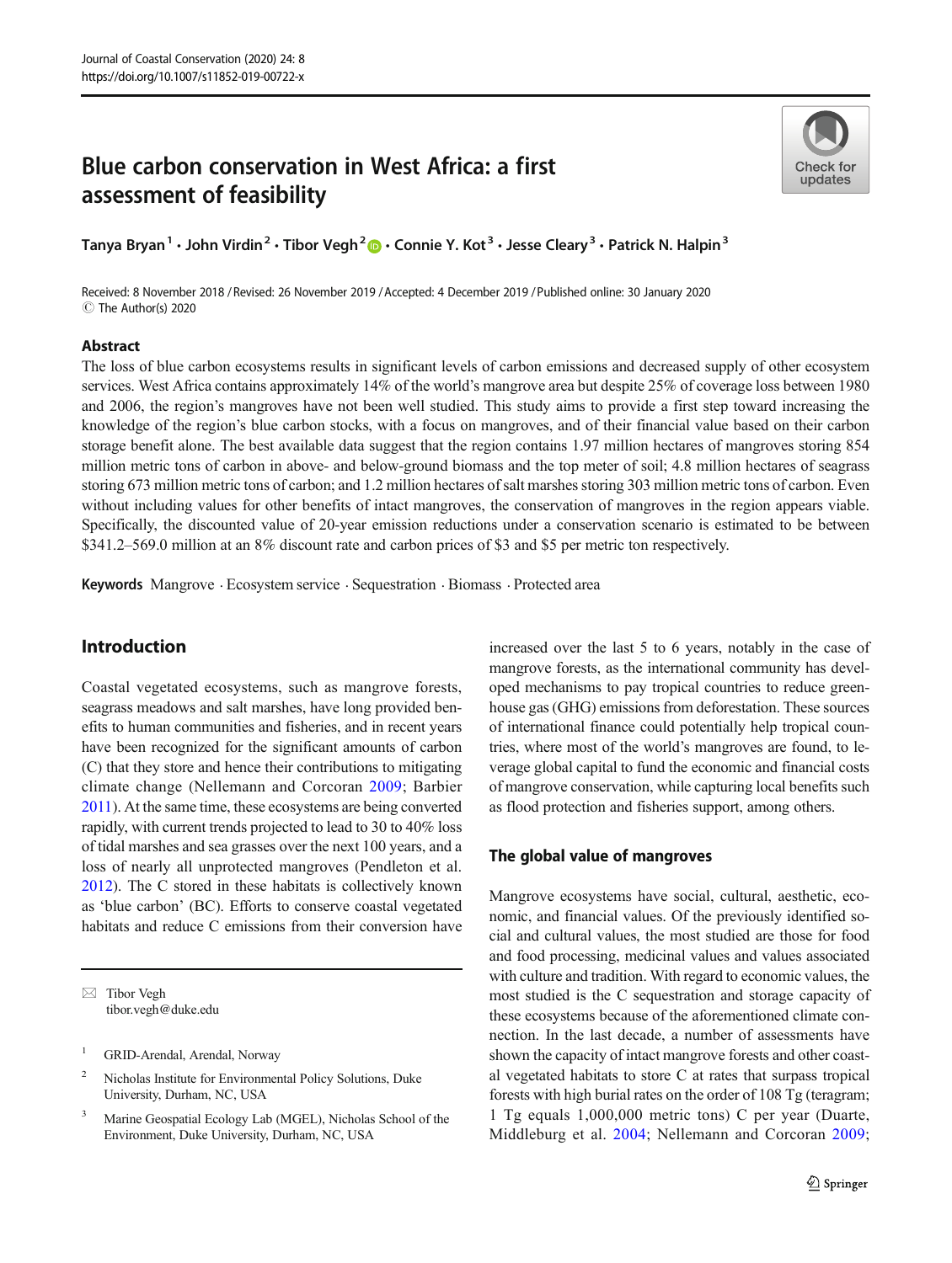# Blue carbon conservation in West Africa: a first assessment of feasibility

Tanya Bryan[1] · John Virdin[2] · Tibor Vegh[2] · Connie Y. Kot[3] · Jesse Cleary[3] · Patrick N. Halpin[3]

Received: 8 November 2018 / Revised: 26 November 2019 / Accepted: 4 December 2019 / Published online: 30 January 2020
© The Author(s) 2020

## Abstract

The loss of blue carbon ecosystems results in significant levels of carbon emissions and decreased supply of other ecosystem services. West Africa contains approximately 14% of the world's mangrove area but despite 25% of coverage loss between 1980 and 2006, the region's mangroves have not been well studied. This study aims to provide a first step toward increasing the knowledge of the region's blue carbon stocks, with a focus on mangroves, and of their financial value based on their carbon storage benefit alone. The best available data suggest that the region contains 1.97 million hectares of mangroves storing 854 million metric tons of carbon in above- and below-ground biomass and the top meter of soil; 4.8 million hectares of seagrass storing 673 million metric tons of carbon; and 1.2 million hectares of salt marshes storing 303 million metric tons of carbon. Even without including values for other benefits of intact mangroves, the conservation of mangroves in the region appears viable. Specifically, the discounted value of 20-year emission reductions under a conservation scenario is estimated to be between \$341.2–569.0 million at an 8% discount rate and carbon prices of \$3 and \$5 per metric ton respectively.

**Keywords** Mangrove · Ecosystem service · Sequestration · Biomass · Protected area

## Introduction

Coastal vegetated ecosystems, such as mangrove forests, seagrass meadows and salt marshes, have long provided benefits to human communities and fisheries, and in recent years have been recognized for the significant amounts of carbon (C) that they store and hence their contributions to mitigating climate change (Nellemann and Corcoran 2009; Barbier 2011). At the same time, these ecosystems are being converted rapidly, with current trends projected to lead to 30 to 40% loss of tidal marshes and sea grasses over the next 100 years, and a loss of nearly all unprotected mangroves (Pendleton et al. 2012). The C stored in these habitats is collectively known as 'blue carbon' (BC). Efforts to conserve coastal vegetated habitats and reduce C emissions from their conversion have increased over the last 5 to 6 years, notably in the case of mangrove forests, as the international community has developed mechanisms to pay tropical countries to reduce greenhouse gas (GHG) emissions from deforestation. These sources of international finance could potentially help tropical countries, where most of the world's mangroves are found, to leverage global capital to fund the economic and financial costs of mangrove conservation, while capturing local benefits such as flood protection and fisheries support, among others.

### The global value of mangroves

Mangrove ecosystems have social, cultural, aesthetic, economic, and financial values. Of the previously identified social and cultural values, the most studied are those for food and food processing, medicinal values and values associated with culture and tradition. With regard to economic values, the most studied is the C sequestration and storage capacity of these ecosystems because of the aforementioned climate connection. In the last decade, a number of assessments have shown the capacity of intact mangrove forests and other coastal vegetated habitats to store C at rates that surpass tropical forests with high burial rates on the order of 108 Tg (teragram; 1 Tg equals 1,000,000 metric tons) C per year (Duarte, Middleburg et al. 2004; Nellemann and Corcoran 2009;

---

✉ Tibor Vegh
tibor.vegh@duke.edu

[1] GRID-Arendal, Arendal, Norway

[2] Nicholas Institute for Environmental Policy Solutions, Duke University, Durham, NC, USA

[3] Marine Geospatial Ecology Lab (MGEL), Nicholas School of the Environment, Duke University, Durham, NC, USA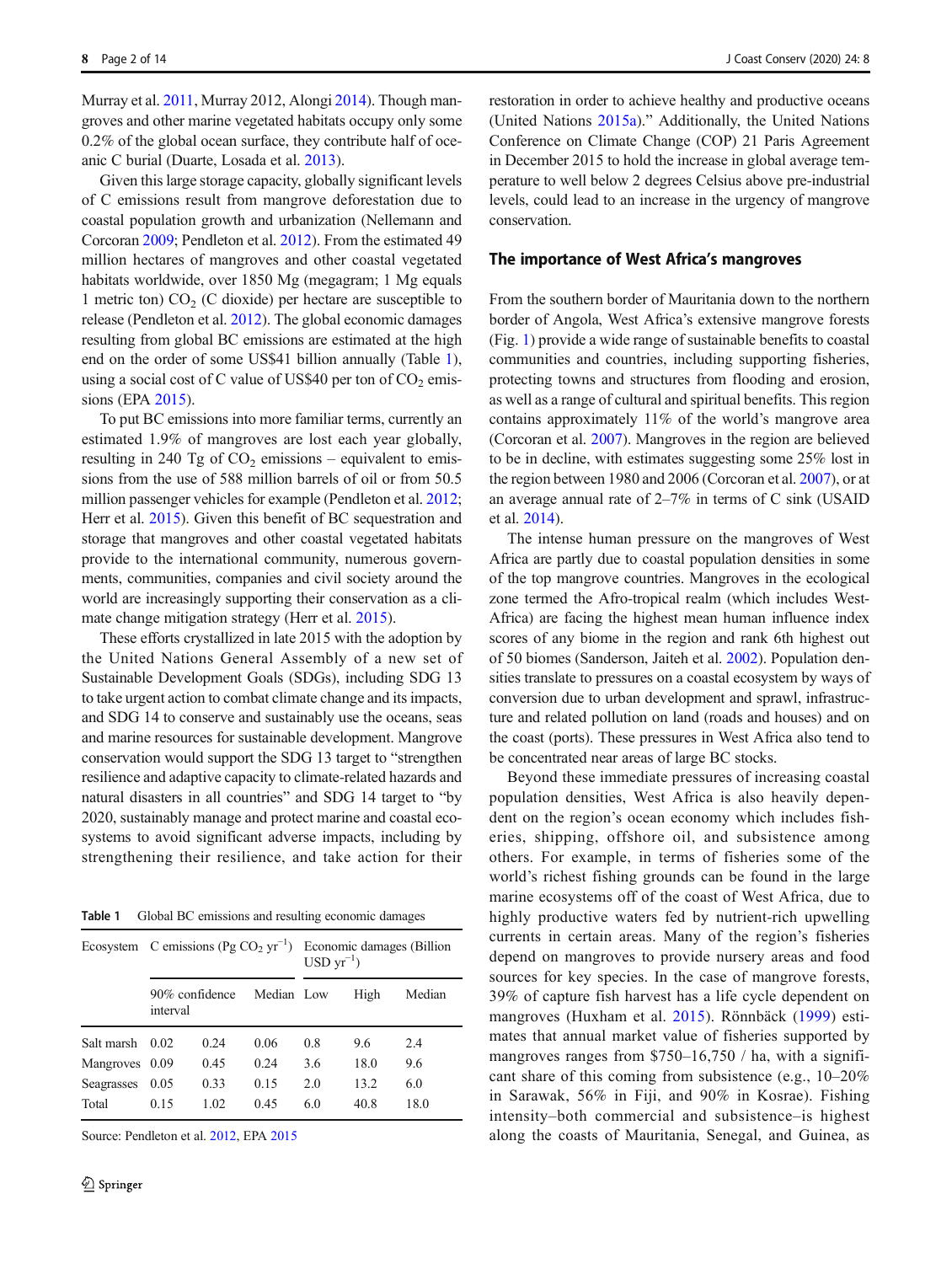Murray et al. 2011, Murray 2012, Alongi 2014). Though mangroves and other marine vegetated habitats occupy only some 0.2% of the global ocean surface, they contribute half of oceanic C burial (Duarte, Losada et al. 2013).

Given this large storage capacity, globally significant levels of C emissions result from mangrove deforestation due to coastal population growth and urbanization (Nellemann and Corcoran 2009; Pendleton et al. 2012). From the estimated 49 million hectares of mangroves and other coastal vegetated habitats worldwide, over 1850 Mg (megagram; 1 Mg equals 1 metric ton) $CO_2$ (C dioxide) per hectare are susceptible to release (Pendleton et al. 2012). The global economic damages resulting from global BC emissions are estimated at the high end on the order of some US\$41 billion annually (Table 1), using a social cost of C value of US\$40 per ton of $CO_2$ emissions (EPA 2015).

To put BC emissions into more familiar terms, currently an estimated 1.9% of mangroves are lost each year globally, resulting in 240 Tg of $CO_2$ emissions – equivalent to emissions from the use of 588 million barrels of oil or from 50.5 million passenger vehicles for example (Pendleton et al. 2012; Herr et al. 2015). Given this benefit of BC sequestration and storage that mangroves and other coastal vegetated habitats provide to the international community, numerous governments, communities, companies and civil society around the world are increasingly supporting their conservation as a climate change mitigation strategy (Herr et al. 2015).

These efforts crystallized in late 2015 with the adoption by the United Nations General Assembly of a new set of Sustainable Development Goals (SDGs), including SDG 13 to take urgent action to combat climate change and its impacts, and SDG 14 to conserve and sustainably use the oceans, seas and marine resources for sustainable development. Mangrove conservation would support the SDG 13 target to "strengthen resilience and adaptive capacity to climate-related hazards and natural disasters in all countries" and SDG 14 target to "by 2020, sustainably manage and protect marine and coastal ecosystems to avoid significant adverse impacts, including by strengthening their resilience, and take action for their restoration in order to achieve healthy and productive oceans (United Nations 2015a)." Additionally, the United Nations Conference on Climate Change (COP) 21 Paris Agreement in December 2015 to hold the increase in global average temperature to well below 2 degrees Celsius above pre-industrial levels, could lead to an increase in the urgency of mangrove conservation.

**Table 1** Global BC emissions and resulting economic damages

| Ecosystem | C emissions (Pg $CO_2$ $yr^{-1}$) | | | Economic damages (Billion USD $yr^{-1}$) | | |
|---|---|---|---|---|---|---|
| | 90% confidence interval | | Median | Low | High | Median |
| Salt marsh | 0.02 | 0.24 | 0.06 | 0.8 | 9.6 | 2.4 |
| Mangroves | 0.09 | 0.45 | 0.24 | 3.6 | 18.0 | 9.6 |
| Seagrasses | 0.05 | 0.33 | 0.15 | 2.0 | 13.2 | 6.0 |
| Total | 0.15 | 1.02 | 0.45 | 6.0 | 40.8 | 18.0 |

Source: Pendleton et al. 2012, EPA 2015

## The importance of West Africa's mangroves

From the southern border of Mauritania down to the northern border of Angola, West Africa's extensive mangrove forests (Fig. 1) provide a wide range of sustainable benefits to coastal communities and countries, including supporting fisheries, protecting towns and structures from flooding and erosion, as well as a range of cultural and spiritual benefits. This region contains approximately 11% of the world's mangrove area (Corcoran et al. 2007). Mangroves in the region are believed to be in decline, with estimates suggesting some 25% lost in the region between 1980 and 2006 (Corcoran et al. 2007), or at an average annual rate of 2–7% in terms of C sink (USAID et al. 2014).

The intense human pressure on the mangroves of West Africa are partly due to coastal population densities in some of the top mangrove countries. Mangroves in the ecological zone termed the Afro-tropical realm (which includes West-Africa) are facing the highest mean human influence index scores of any biome in the region and rank 6th highest out of 50 biomes (Sanderson, Jaiteh et al. 2002). Population densities translate to pressures on a coastal ecosystem by ways of conversion due to urban development and sprawl, infrastructure and related pollution on land (roads and houses) and on the coast (ports). These pressures in West Africa also tend to be concentrated near areas of large BC stocks.

Beyond these immediate pressures of increasing coastal population densities, West Africa is also heavily dependent on the region's ocean economy which includes fisheries, shipping, offshore oil, and subsistence among others. For example, in terms of fisheries some of the world's richest fishing grounds can be found in the large marine ecosystems off of the coast of West Africa, due to highly productive waters fed by nutrient-rich upwelling currents in certain areas. Many of the region's fisheries depend on mangroves to provide nursery areas and food sources for key species. In the case of mangrove forests, 39% of capture fish harvest has a life cycle dependent on mangroves (Huxham et al. 2015). Rönnbäck (1999) estimates that annual market value of fisheries supported by mangroves ranges from \$750–16,750 / ha, with a significant share of this coming from subsistence (e.g., 10–20% in Sarawak, 56% in Fiji, and 90% in Kosrae). Fishing intensity–both commercial and subsistence–is highest along the coasts of Mauritania, Senegal, and Guinea, as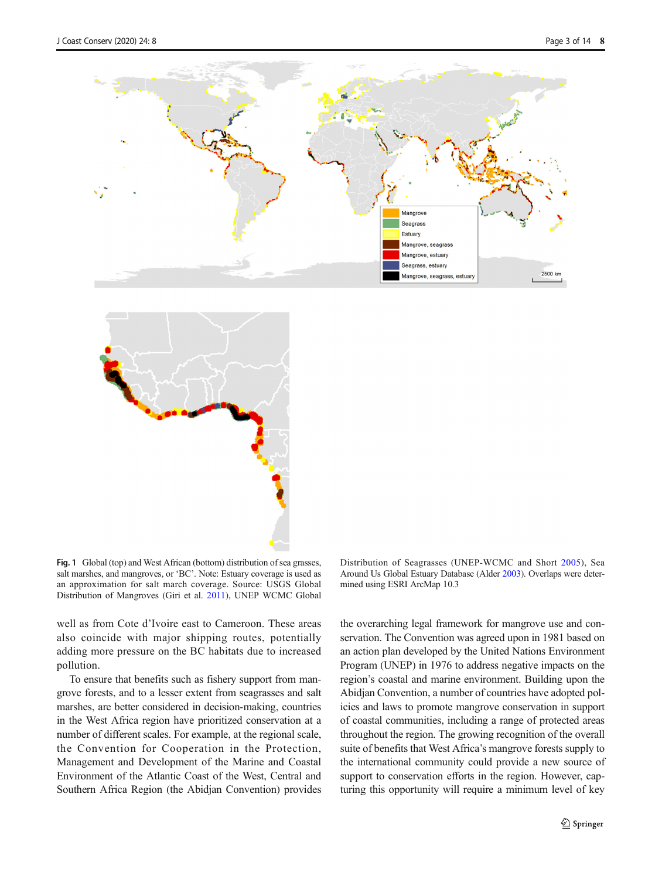**Fig. 1** Global (top) and West African (bottom) distribution of sea grasses, salt marshes, and mangroves, or 'BC'. Note: Estuary coverage is used as an approximation for salt march coverage. Source: USGS Global Distribution of Mangroves (Giri et al. 2011), UNEP WCMC Global Distribution of Seagrasses (UNEP-WCMC and Short 2005), Sea Around Us Global Estuary Database (Alder 2003). Overlaps were determined using ESRI ArcMap 10.3

well as from Cote d'Ivoire east to Cameroon. These areas also coincide with major shipping routes, potentially adding more pressure on the BC habitats due to increased pollution.

To ensure that benefits such as fishery support from mangrove forests, and to a lesser extent from seagrasses and salt marshes, are better considered in decision-making, countries in the West Africa region have prioritized conservation at a number of different scales. For example, at the regional scale, the Convention for Cooperation in the Protection, Management and Development of the Marine and Coastal Environment of the Atlantic Coast of the West, Central and Southern Africa Region (the Abidjan Convention) provides the overarching legal framework for mangrove use and conservation. The Convention was agreed upon in 1981 based on an action plan developed by the United Nations Environment Program (UNEP) in 1976 to address negative impacts on the region's coastal and marine environment. Building upon the Abidjan Convention, a number of countries have adopted policies and laws to promote mangrove conservation in support of coastal communities, including a range of protected areas throughout the region. The growing recognition of the overall suite of benefits that West Africa's mangrove forests supply to the international community could provide a new source of support to conservation efforts in the region. However, capturing this opportunity will require a minimum level of key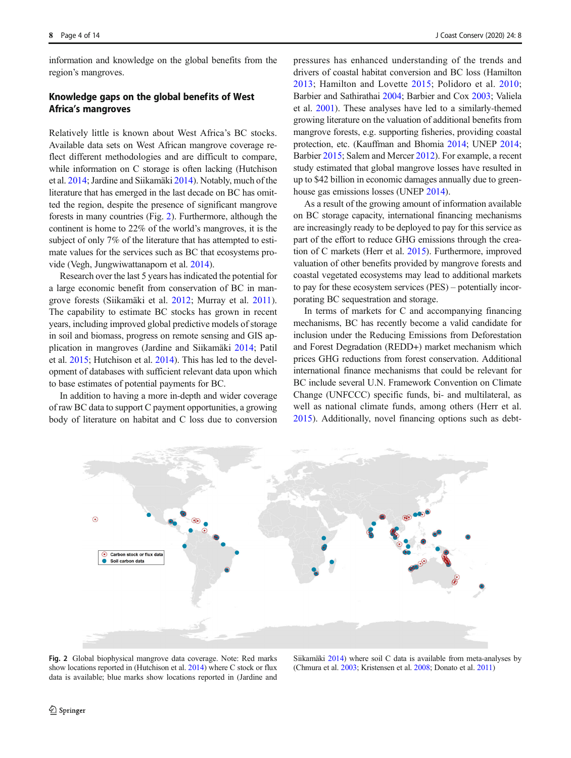information and knowledge on the global benefits from the region's mangroves.

## Knowledge gaps on the global benefits of West Africa's mangroves

Relatively little is known about West Africa's BC stocks. Available data sets on West African mangrove coverage reflect different methodologies and are difficult to compare, while information on C storage is often lacking (Hutchison et al. 2014; Jardine and Siikamäki 2014). Notably, much of the literature that has emerged in the last decade on BC has omitted the region, despite the presence of significant mangrove forests in many countries (Fig. 2). Furthermore, although the continent is home to 22% of the world's mangroves, it is the subject of only 7% of the literature that has attempted to estimate values for the services such as BC that ecosystems provide (Vegh, Jungwiwattanaporn et al. 2014).

Research over the last 5 years has indicated the potential for a large economic benefit from conservation of BC in mangrove forests (Siikamäki et al. 2012; Murray et al. 2011). The capability to estimate BC stocks has grown in recent years, including improved global predictive models of storage in soil and biomass, progress on remote sensing and GIS application in mangroves (Jardine and Siikamäki 2014; Patil et al. 2015; Hutchison et al. 2014). This has led to the development of databases with sufficient relevant data upon which to base estimates of potential payments for BC.

In addition to having a more in-depth and wider coverage of raw BC data to support C payment opportunities, a growing body of literature on habitat and C loss due to conversion pressures has enhanced understanding of the trends and drivers of coastal habitat conversion and BC loss (Hamilton 2013; Hamilton and Lovette 2015; Polidoro et al. 2010; Barbier and Sathirathai 2004; Barbier and Cox 2003; Valiela et al. 2001). These analyses have led to a similarly-themed growing literature on the valuation of additional benefits from mangrove forests, e.g. supporting fisheries, providing coastal protection, etc. (Kauffman and Bhomia 2014; UNEP 2014; Barbier 2015; Salem and Mercer 2012). For example, a recent study estimated that global mangrove losses have resulted in up to $42 billion in economic damages annually due to greenhouse gas emissions losses (UNEP 2014).

As a result of the growing amount of information available on BC storage capacity, international financing mechanisms are increasingly ready to be deployed to pay for this service as part of the effort to reduce GHG emissions through the creation of C markets (Herr et al. 2015). Furthermore, improved valuation of other benefits provided by mangrove forests and coastal vegetated ecosystems may lead to additional markets to pay for these ecosystem services (PES) – potentially incorporating BC sequestration and storage.

In terms of markets for C and accompanying financing mechanisms, BC has recently become a valid candidate for inclusion under the Reducing Emissions from Deforestation and Forest Degradation (REDD+) market mechanism which prices GHG reductions from forest conservation. Additional international finance mechanisms that could be relevant for BC include several U.N. Framework Convention on Climate Change (UNFCCC) specific funds, bi- and multilateral, as well as national climate funds, among others (Herr et al. 2015). Additionally, novel financing options such as debt-

**Fig. 2** Global biophysical mangrove data coverage. Note: Red marks show locations reported in (Hutchison et al. 2014) where C stock or flux data is available; blue marks show locations reported in (Jardine and Siikamäki 2014) where soil C data is available from meta-analyses by (Chmura et al. 2003; Kristensen et al. 2008; Donato et al. 2011)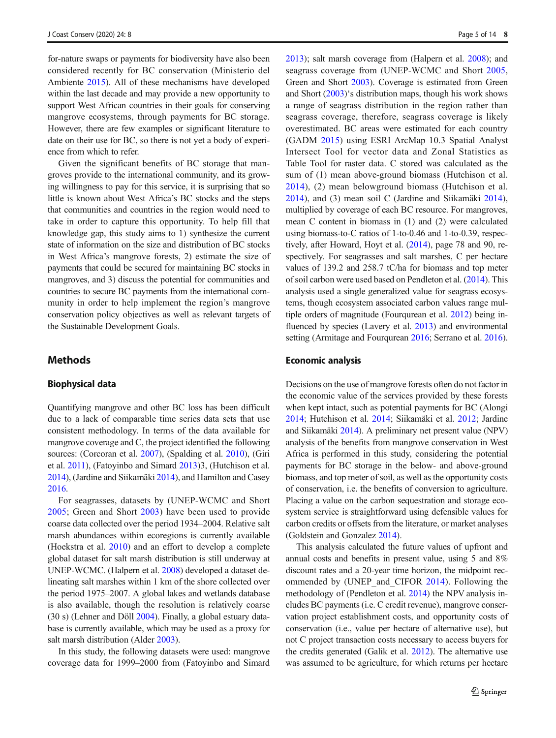for-nature swaps or payments for biodiversity have also been considered recently for BC conservation (Ministerio del Ambiente 2015). All of these mechanisms have developed within the last decade and may provide a new opportunity to support West African countries in their goals for conserving mangrove ecosystems, through payments for BC storage. However, there are few examples or significant literature to date on their use for BC, so there is not yet a body of experience from which to refer.

Given the significant benefits of BC storage that mangroves provide to the international community, and its growing willingness to pay for this service, it is surprising that so little is known about West Africa's BC stocks and the steps that communities and countries in the region would need to take in order to capture this opportunity. To help fill that knowledge gap, this study aims to 1) synthesize the current state of information on the size and distribution of BC stocks in West Africa's mangrove forests, 2) estimate the size of payments that could be secured for maintaining BC stocks in mangroves, and 3) discuss the potential for communities and countries to secure BC payments from the international community in order to help implement the region's mangrove conservation policy objectives as well as relevant targets of the Sustainable Development Goals.

## Methods

### Biophysical data

Quantifying mangrove and other BC loss has been difficult due to a lack of comparable time series data sets that use consistent methodology. In terms of the data available for mangrove coverage and C, the project identified the following sources: (Corcoran et al. 2007), (Spalding et al. 2010), (Giri et al. 2011), (Fatoyinbo and Simard 2013)3, (Hutchison et al. 2014), (Jardine and Siikamäki 2014), and Hamilton and Casey 2016.

For seagrasses, datasets by (UNEP-WCMC and Short 2005; Green and Short 2003) have been used to provide coarse data collected over the period 1934–2004. Relative salt marsh abundances within ecoregions is currently available (Hoekstra et al. 2010) and an effort to develop a complete global dataset for salt marsh distribution is still underway at UNEP-WCMC. (Halpern et al. 2008) developed a dataset delineating salt marshes within 1 km of the shore collected over the period 1975–2007. A global lakes and wetlands database is also available, though the resolution is relatively coarse (30 s) (Lehner and Döll 2004). Finally, a global estuary database is currently available, which may be used as a proxy for salt marsh distribution (Alder 2003).

In this study, the following datasets were used: mangrove coverage data for 1999–2000 from (Fatoyinbo and Simard 2013); salt marsh coverage from (Halpern et al. 2008); and seagrass coverage from (UNEP-WCMC and Short 2005, Green and Short 2003). Coverage is estimated from Green and Short (2003)'s distribution maps, though his work shows a range of seagrass distribution in the region rather than seagrass coverage, therefore, seagrass coverage is likely overestimated. BC areas were estimated for each country (GADM 2015) using ESRI ArcMap 10.3 Spatial Analyst Intersect Tool for vector data and Zonal Statistics as Table Tool for raster data. C stored was calculated as the sum of (1) mean above-ground biomass (Hutchison et al. 2014), (2) mean belowground biomass (Hutchison et al. 2014), and (3) mean soil C (Jardine and Siikamäki 2014), multiplied by coverage of each BC resource. For mangroves, mean C content in biomass in (1) and (2) were calculated using biomass-to-C ratios of 1-to-0.46 and 1-to-0.39, respectively, after Howard, Hoyt et al. (2014), page 78 and 90, respectively. For seagrasses and salt marshes, C per hectare values of 139.2 and 258.7 tC/ha for biomass and top meter of soil carbon were used based on Pendleton et al. (2014). This analysis used a single generalized value for seagrass ecosystems, though ecosystem associated carbon values range multiple orders of magnitude (Fourqurean et al. 2012) being influenced by species (Lavery et al. 2013) and environmental setting (Armitage and Fourqurean 2016; Serrano et al. 2016).

### Economic analysis

Decisions on the use of mangrove forests often do not factor in the economic value of the services provided by these forests when kept intact, such as potential payments for BC (Alongi 2014; Hutchison et al. 2014; Siikamäki et al. 2012; Jardine and Siikamäki 2014). A preliminary net present value (NPV) analysis of the benefits from mangrove conservation in West Africa is performed in this study, considering the potential payments for BC storage in the below- and above-ground biomass, and top meter of soil, as well as the opportunity costs of conservation, i.e. the benefits of conversion to agriculture. Placing a value on the carbon sequestration and storage ecosystem service is straightforward using defensible values for carbon credits or offsets from the literature, or market analyses (Goldstein and Gonzalez 2014).

This analysis calculated the future values of upfront and annual costs and benefits in present value, using 5 and 8% discount rates and a 20-year time horizon, the midpoint recommended by (UNEP_and_CIFOR 2014). Following the methodology of (Pendleton et al. 2014) the NPV analysis includes BC payments (i.e. C credit revenue), mangrove conservation project establishment costs, and opportunity costs of conservation (i.e., value per hectare of alternative use), but not C project transaction costs necessary to access buyers for the credits generated (Galik et al. 2012). The alternative use was assumed to be agriculture, for which returns per hectare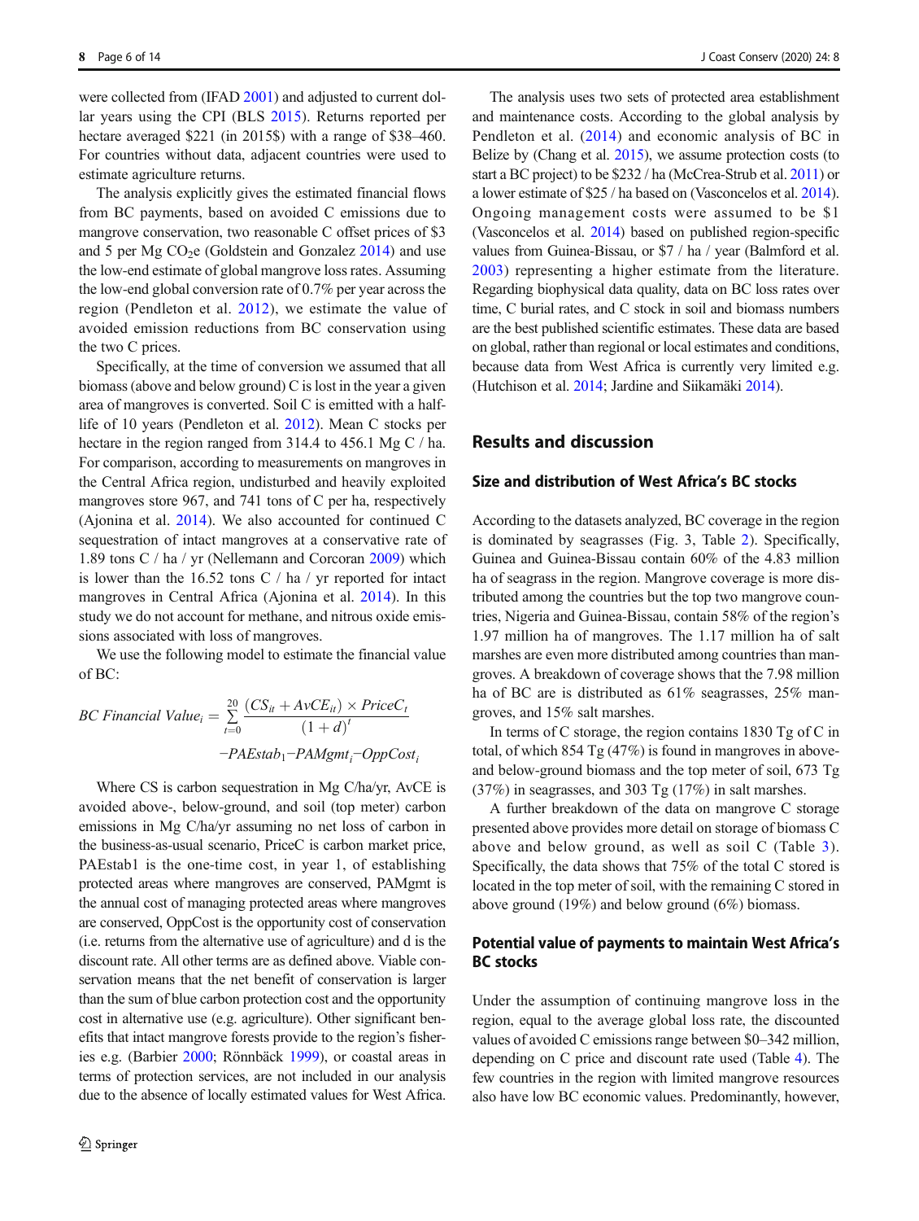were collected from (IFAD 2001) and adjusted to current dollar years using the CPI (BLS 2015). Returns reported per hectare averaged \$221 (in 2015\$) with a range of \$38–460. For countries without data, adjacent countries were used to estimate agriculture returns.

The analysis explicitly gives the estimated financial flows from BC payments, based on avoided C emissions due to mangrove conservation, two reasonable C offset prices of \$3 and 5 per Mg $CO_2e$ (Goldstein and Gonzalez 2014) and use the low-end estimate of global mangrove loss rates. Assuming the low-end global conversion rate of 0.7% per year across the region (Pendleton et al. 2012), we estimate the value of avoided emission reductions from BC conservation using the two C prices.

Specifically, at the time of conversion we assumed that all biomass (above and below ground) C is lost in the year a given area of mangroves is converted. Soil C is emitted with a half-life of 10 years (Pendleton et al. 2012). Mean C stocks per hectare in the region ranged from 314.4 to 456.1 Mg C / ha. For comparison, according to measurements on mangroves in the Central Africa region, undisturbed and heavily exploited mangroves store 967, and 741 tons of C per ha, respectively (Ajonina et al. 2014). We also accounted for continued C sequestration of intact mangroves at a conservative rate of 1.89 tons C / ha / yr (Nellemann and Corcoran 2009) which is lower than the 16.52 tons C / ha / yr reported for intact mangroves in Central Africa (Ajonina et al. 2014). In this study we do not account for methane, and nitrous oxide emissions associated with loss of mangroves.

We use the following model to estimate the financial value of BC:

$$BC\ Financial\ Value_i = \sum_{t=0}^{20} \frac{(CS_{it} + AvCE_{it}) \times PriceC_t}{(1+d)^t} - PAEstab_1 - PAMgmt_i - OppCost_i$$

Where CS is carbon sequestration in Mg C/ha/yr, AvCE is avoided above-, below-ground, and soil (top meter) carbon emissions in Mg C/ha/yr assuming no net loss of carbon in the business-as-usual scenario, PriceC is carbon market price, PAEstab1 is the one-time cost, in year 1, of establishing protected areas where mangroves are conserved, PAMgmt is the annual cost of managing protected areas where mangroves are conserved, OppCost is the opportunity cost of conservation (i.e. returns from the alternative use of agriculture) and d is the discount rate. All other terms are as defined above. Viable conservation means that the net benefit of conservation is larger than the sum of blue carbon protection cost and the opportunity cost in alternative use (e.g. agriculture). Other significant benefits that intact mangrove forests provide to the region's fisheries e.g. (Barbier 2000; Rönnbäck 1999), or coastal areas in terms of protection services, are not included in our analysis due to the absence of locally estimated values for West Africa.

The analysis uses two sets of protected area establishment and maintenance costs. According to the global analysis by Pendleton et al. (2014) and economic analysis of BC in Belize by (Chang et al. 2015), we assume protection costs (to start a BC project) to be \$232 / ha (McCrea-Strub et al. 2011) or a lower estimate of \$25 / ha based on (Vasconcelos et al. 2014). Ongoing management costs were assumed to be \$1 (Vasconcelos et al. 2014) based on published region-specific values from Guinea-Bissau, or \$7 / ha / year (Balmford et al. 2003) representing a higher estimate from the literature. Regarding biophysical data quality, data on BC loss rates over time, C burial rates, and C stock in soil and biomass numbers are the best published scientific estimates. These data are based on global, rather than regional or local estimates and conditions, because data from West Africa is currently very limited e.g. (Hutchison et al. 2014; Jardine and Siikamäki 2014).

## Results and discussion

### Size and distribution of West Africa's BC stocks

According to the datasets analyzed, BC coverage in the region is dominated by seagrasses (Fig. 3, Table 2). Specifically, Guinea and Guinea-Bissau contain 60% of the 4.83 million ha of seagrass in the region. Mangrove coverage is more distributed among the countries but the top two mangrove countries, Nigeria and Guinea-Bissau, contain 58% of the region's 1.97 million ha of mangroves. The 1.17 million ha of salt marshes are even more distributed among countries than mangroves. A breakdown of coverage shows that the 7.98 million ha of BC are is distributed as 61% seagrasses, 25% mangroves, and 15% salt marshes.

In terms of C storage, the region contains 1830 Tg of C in total, of which 854 Tg (47%) is found in mangroves in above- and below-ground biomass and the top meter of soil, 673 Tg (37%) in seagrasses, and 303 Tg (17%) in salt marshes.

A further breakdown of the data on mangrove C storage presented above provides more detail on storage of biomass C above and below ground, as well as soil C (Table 3). Specifically, the data shows that 75% of the total C stored is located in the top meter of soil, with the remaining C stored in above ground (19%) and below ground (6%) biomass.

### Potential value of payments to maintain West Africa's BC stocks

Under the assumption of continuing mangrove loss in the region, equal to the average global loss rate, the discounted values of avoided C emissions range between \$0–342 million, depending on C price and discount rate used (Table 4). The few countries in the region with limited mangrove resources also have low BC economic values. Predominantly, however,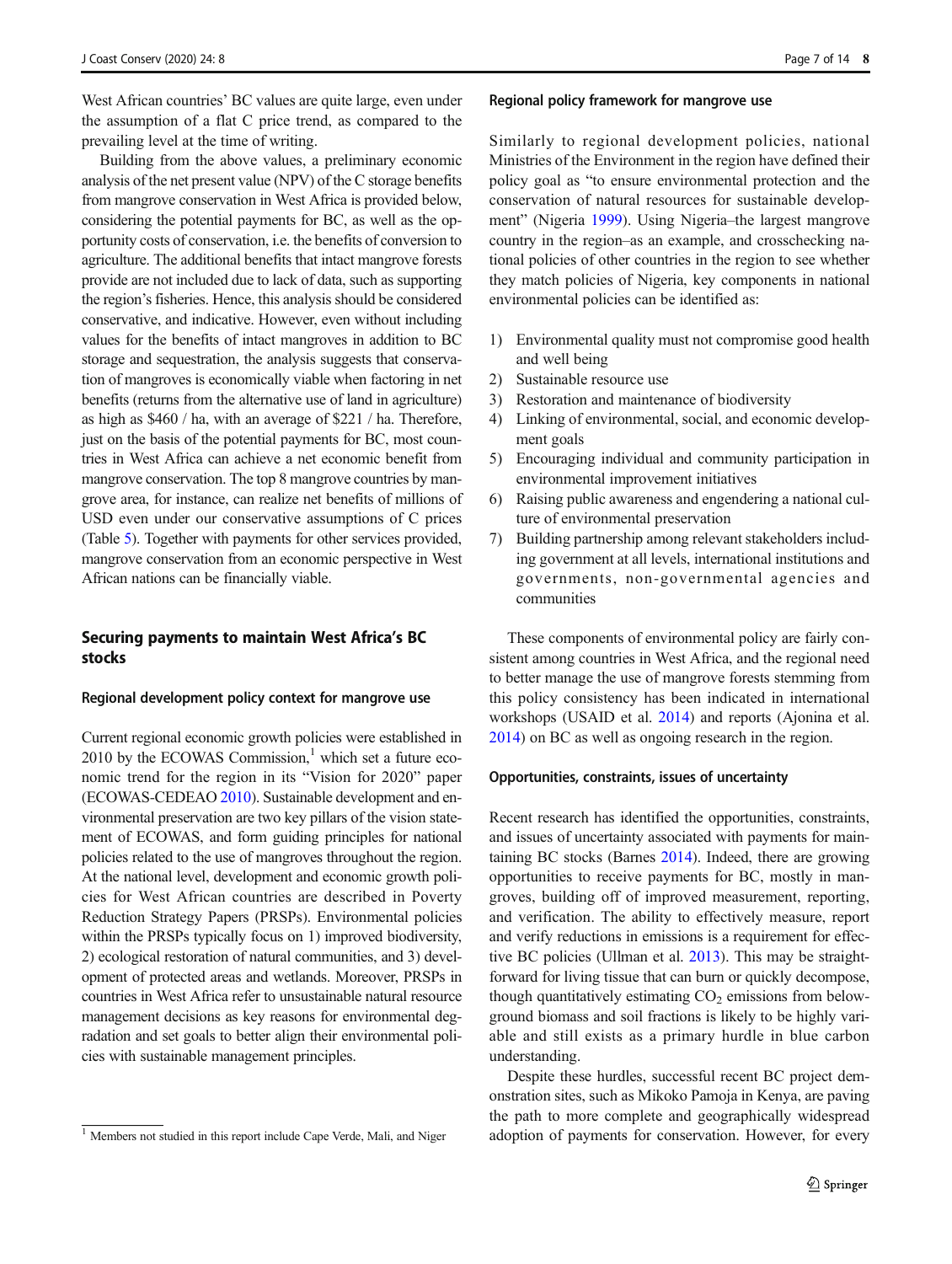West African countries' BC values are quite large, even under the assumption of a flat C price trend, as compared to the prevailing level at the time of writing.

Building from the above values, a preliminary economic analysis of the net present value (NPV) of the C storage benefits from mangrove conservation in West Africa is provided below, considering the potential payments for BC, as well as the opportunity costs of conservation, i.e. the benefits of conversion to agriculture. The additional benefits that intact mangrove forests provide are not included due to lack of data, such as supporting the region's fisheries. Hence, this analysis should be considered conservative, and indicative. However, even without including values for the benefits of intact mangroves in addition to BC storage and sequestration, the analysis suggests that conservation of mangroves is economically viable when factoring in net benefits (returns from the alternative use of land in agriculture) as high as \$460 / ha, with an average of \$221 / ha. Therefore, just on the basis of the potential payments for BC, most countries in West Africa can achieve a net economic benefit from mangrove conservation. The top 8 mangrove countries by mangrove area, for instance, can realize net benefits of millions of USD even under our conservative assumptions of C prices (Table 5). Together with payments for other services provided, mangrove conservation from an economic perspective in West African nations can be financially viable.

## Securing payments to maintain West Africa's BC stocks

### Regional development policy context for mangrove use

Current regional economic growth policies were established in 2010 by the ECOWAS Commission,[1] which set a future economic trend for the region in its "Vision for 2020" paper (ECOWAS-CEDEAO 2010). Sustainable development and environmental preservation are two key pillars of the vision statement of ECOWAS, and form guiding principles for national policies related to the use of mangroves throughout the region. At the national level, development and economic growth policies for West African countries are described in Poverty Reduction Strategy Papers (PRSPs). Environmental policies within the PRSPs typically focus on 1) improved biodiversity, 2) ecological restoration of natural communities, and 3) development of protected areas and wetlands. Moreover, PRSPs in countries in West Africa refer to unsustainable natural resource management decisions as key reasons for environmental degradation and set goals to better align their environmental policies with sustainable management principles.

[1] Members not studied in this report include Cape Verde, Mali, and Niger

### Regional policy framework for mangrove use

Similarly to regional development policies, national Ministries of the Environment in the region have defined their policy goal as "to ensure environmental protection and the conservation of natural resources for sustainable development" (Nigeria 1999). Using Nigeria–the largest mangrove country in the region–as an example, and crosschecking national policies of other countries in the region to see whether they match policies of Nigeria, key components in national environmental policies can be identified as:

1) Environmental quality must not compromise good health and well being
2) Sustainable resource use
3) Restoration and maintenance of biodiversity
4) Linking of environmental, social, and economic development goals
5) Encouraging individual and community participation in environmental improvement initiatives
6) Raising public awareness and engendering a national culture of environmental preservation
7) Building partnership among relevant stakeholders including government at all levels, international institutions and governments, non-governmental agencies and communities

These components of environmental policy are fairly consistent among countries in West Africa, and the regional need to better manage the use of mangrove forests stemming from this policy consistency has been indicated in international workshops (USAID et al. 2014) and reports (Ajonina et al. 2014) on BC as well as ongoing research in the region.

### Opportunities, constraints, issues of uncertainty

Recent research has identified the opportunities, constraints, and issues of uncertainty associated with payments for maintaining BC stocks (Barnes 2014). Indeed, there are growing opportunities to receive payments for BC, mostly in mangroves, building off of improved measurement, reporting, and verification. The ability to effectively measure, report and verify reductions in emissions is a requirement for effective BC policies (Ullman et al. 2013). This may be straightforward for living tissue that can burn or quickly decompose, though quantitatively estimating $CO_2$ emissions from belowground biomass and soil fractions is likely to be highly variable and still exists as a primary hurdle in blue carbon understanding.

Despite these hurdles, successful recent BC project demonstration sites, such as Mikoko Pamoja in Kenya, are paving the path to more complete and geographically widespread adoption of payments for conservation. However, for every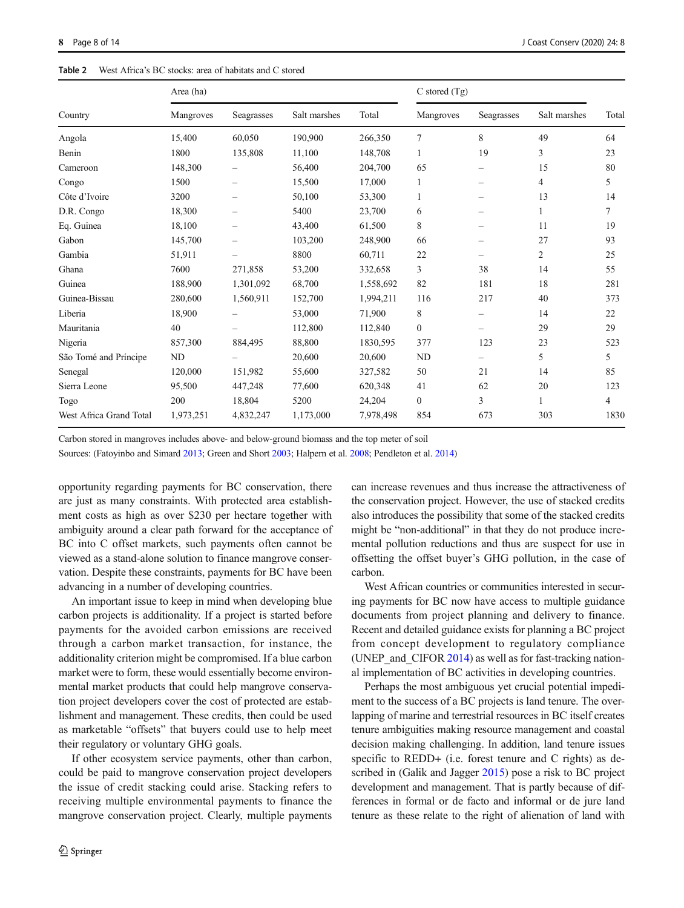**Table 2** West Africa's BC stocks: area of habitats and C stored

| Country | Area (ha) | | | | C stored (Tg) | | | |
|---|---|---|---|---|---|---|---|---|
| | Mangroves | Seagrasses | Salt marshes | Total | Mangroves | Seagrasses | Salt marshes | Total |
| Angola | 15,400 | 60,050 | 190,900 | 266,350 | 7 | 8 | 49 | 64 |
| Benin | 1800 | 135,808 | 11,100 | 148,708 | 1 | 19 | 3 | 23 |
| Cameroon | 148,300 | – | 56,400 | 204,700 | 65 | – | 15 | 80 |
| Congo | 1500 | – | 15,500 | 17,000 | 1 | – | 4 | 5 |
| Côte d'Ivoire | 3200 | – | 50,100 | 53,300 | 1 | – | 13 | 14 |
| D.R. Congo | 18,300 | – | 5400 | 23,700 | 6 | – | 1 | 7 |
| Eq. Guinea | 18,100 | – | 43,400 | 61,500 | 8 | – | 11 | 19 |
| Gabon | 145,700 | – | 103,200 | 248,900 | 66 | – | 27 | 93 |
| Gambia | 51,911 | – | 8800 | 60,711 | 22 | – | 2 | 25 |
| Ghana | 7600 | 271,858 | 53,200 | 332,658 | 3 | 38 | 14 | 55 |
| Guinea | 188,900 | 1,301,092 | 68,700 | 1,558,692 | 82 | 181 | 18 | 281 |
| Guinea-Bissau | 280,600 | 1,560,911 | 152,700 | 1,994,211 | 116 | 217 | 40 | 373 |
| Liberia | 18,900 | – | 53,000 | 71,900 | 8 | – | 14 | 22 |
| Mauritania | 40 | – | 112,800 | 112,840 | 0 | – | 29 | 29 |
| Nigeria | 857,300 | 884,495 | 88,800 | 1830,595 | 377 | 123 | 23 | 523 |
| São Tomé and Príncipe | ND | – | 20,600 | 20,600 | ND | – | 5 | 5 |
| Senegal | 120,000 | 151,982 | 55,600 | 327,582 | 50 | 21 | 14 | 85 |
| Sierra Leone | 95,500 | 447,248 | 77,600 | 620,348 | 41 | 62 | 20 | 123 |
| Togo | 200 | 18,804 | 5200 | 24,204 | 0 | 3 | 1 | 4 |
| West Africa Grand Total | 1,973,251 | 4,832,247 | 1,173,000 | 7,978,498 | 854 | 673 | 303 | 1830 |

Carbon stored in mangroves includes above- and below-ground biomass and the top meter of soil

Sources: (Fatoyinbo and Simard 2013; Green and Short 2003; Halpern et al. 2008; Pendleton et al. 2014)

opportunity regarding payments for BC conservation, there are just as many constraints. With protected area establishment costs as high as over $230 per hectare together with ambiguity around a clear path forward for the acceptance of BC into C offset markets, such payments often cannot be viewed as a stand-alone solution to finance mangrove conservation. Despite these constraints, payments for BC have been advancing in a number of developing countries.

An important issue to keep in mind when developing blue carbon projects is additionality. If a project is started before payments for the avoided carbon emissions are received through a carbon market transaction, for instance, the additionality criterion might be compromised. If a blue carbon market were to form, these would essentially become environmental market products that could help mangrove conservation project developers cover the cost of protected are establishment and management. These credits, then could be used as marketable "offsets" that buyers could use to help meet their regulatory or voluntary GHG goals.

If other ecosystem service payments, other than carbon, could be paid to mangrove conservation project developers the issue of credit stacking could arise. Stacking refers to receiving multiple environmental payments to finance the mangrove conservation project. Clearly, multiple payments can increase revenues and thus increase the attractiveness of the conservation project. However, the use of stacked credits also introduces the possibility that some of the stacked credits might be "non-additional" in that they do not produce incremental pollution reductions and thus are suspect for use in offsetting the offset buyer's GHG pollution, in the case of carbon.

West African countries or communities interested in securing payments for BC now have access to multiple guidance documents from project planning and delivery to finance. Recent and detailed guidance exists for planning a BC project from concept development to regulatory compliance (UNEP_and_CIFOR 2014) as well as for fast-tracking national implementation of BC activities in developing countries.

Perhaps the most ambiguous yet crucial potential impediment to the success of a BC projects is land tenure. The overlapping of marine and terrestrial resources in BC itself creates tenure ambiguities making resource management and coastal decision making challenging. In addition, land tenure issues specific to REDD+ (i.e. forest tenure and C rights) as described in (Galik and Jagger 2015) pose a risk to BC project development and management. That is partly because of differences in formal or de facto and informal or de jure land tenure as these relate to the right of alienation of land with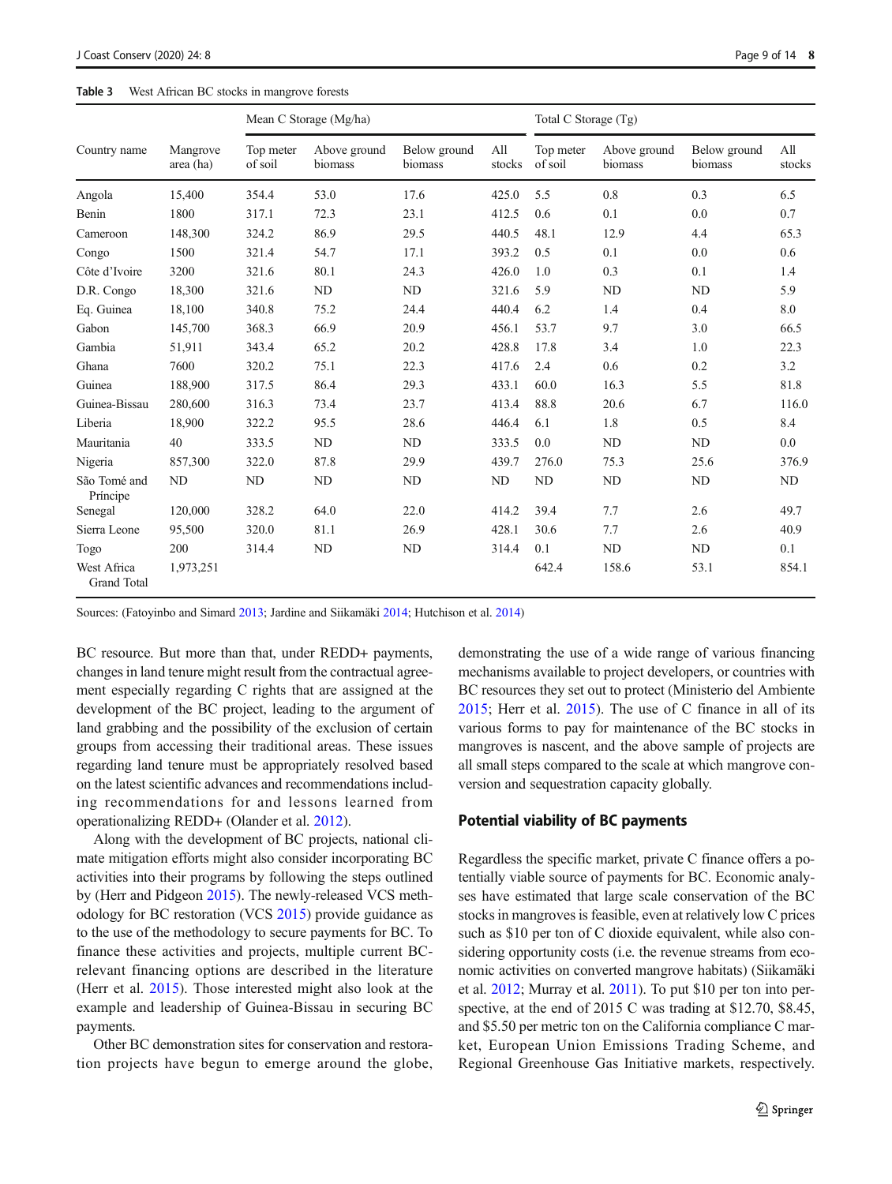**Table 3** West African BC stocks in mangrove forests

| Country name | Mangrove area (ha) | Mean C Storage (Mg/ha) | | | | Total C Storage (Tg) | | | |
|---|---|---|---|---|---|---|---|---|---|
| | | Top meter of soil | Above ground biomass | Below ground biomass | All stocks | Top meter of soil | Above ground biomass | Below ground biomass | All stocks |
| Angola | 15,400 | 354.4 | 53.0 | 17.6 | 425.0 | 5.5 | 0.8 | 0.3 | 6.5 |
| Benin | 1800 | 317.1 | 72.3 | 23.1 | 412.5 | 0.6 | 0.1 | 0.0 | 0.7 |
| Cameroon | 148,300 | 324.2 | 86.9 | 29.5 | 440.5 | 48.1 | 12.9 | 4.4 | 65.3 |
| Congo | 1500 | 321.4 | 54.7 | 17.1 | 393.2 | 0.5 | 0.1 | 0.0 | 0.6 |
| Côte d'Ivoire | 3200 | 321.6 | 80.1 | 24.3 | 426.0 | 1.0 | 0.3 | 0.1 | 1.4 |
| D.R. Congo | 18,300 | 321.6 | ND | ND | 321.6 | 5.9 | ND | ND | 5.9 |
| Eq. Guinea | 18,100 | 340.8 | 75.2 | 24.4 | 440.4 | 6.2 | 1.4 | 0.4 | 8.0 |
| Gabon | 145,700 | 368.3 | 66.9 | 20.9 | 456.1 | 53.7 | 9.7 | 3.0 | 66.5 |
| Gambia | 51,911 | 343.4 | 65.2 | 20.2 | 428.8 | 17.8 | 3.4 | 1.0 | 22.3 |
| Ghana | 7600 | 320.2 | 75.1 | 22.3 | 417.6 | 2.4 | 0.6 | 0.2 | 3.2 |
| Guinea | 188,900 | 317.5 | 86.4 | 29.3 | 433.1 | 60.0 | 16.3 | 5.5 | 81.8 |
| Guinea-Bissau | 280,600 | 316.3 | 73.4 | 23.7 | 413.4 | 88.8 | 20.6 | 6.7 | 116.0 |
| Liberia | 18,900 | 322.2 | 95.5 | 28.6 | 446.4 | 6.1 | 1.8 | 0.5 | 8.4 |
| Mauritania | 40 | 333.5 | ND | ND | 333.5 | 0.0 | ND | ND | 0.0 |
| Nigeria | 857,300 | 322.0 | 87.8 | 29.9 | 439.7 | 276.0 | 75.3 | 25.6 | 376.9 |
| São Tomé and Príncipe | ND | ND | ND | ND | ND | ND | ND | ND | ND |
| Senegal | 120,000 | 328.2 | 64.0 | 22.0 | 414.2 | 39.4 | 7.7 | 2.6 | 49.7 |
| Sierra Leone | 95,500 | 320.0 | 81.1 | 26.9 | 428.1 | 30.6 | 7.7 | 2.6 | 40.9 |
| Togo | 200 | 314.4 | ND | ND | 314.4 | 0.1 | ND | ND | 0.1 |
| West Africa Grand Total | 1,973,251 | | | | | 642.4 | 158.6 | 53.1 | 854.1 |

Sources: (Fatoyinbo and Simard 2013; Jardine and Siikamäki 2014; Hutchison et al. 2014)

BC resource. But more than that, under REDD+ payments, changes in land tenure might result from the contractual agreement especially regarding C rights that are assigned at the development of the BC project, leading to the argument of land grabbing and the possibility of the exclusion of certain groups from accessing their traditional areas. These issues regarding land tenure must be appropriately resolved based on the latest scientific advances and recommendations including recommendations for and lessons learned from operationalizing REDD+ (Olander et al. 2012).

Along with the development of BC projects, national climate mitigation efforts might also consider incorporating BC activities into their programs by following the steps outlined by (Herr and Pidgeon 2015). The newly-released VCS methodology for BC restoration (VCS 2015) provide guidance as to the use of the methodology to secure payments for BC. To finance these activities and projects, multiple current BC-relevant financing options are described in the literature (Herr et al. 2015). Those interested might also look at the example and leadership of Guinea-Bissau in securing BC payments.

Other BC demonstration sites for conservation and restoration projects have begun to emerge around the globe, demonstrating the use of a wide range of various financing mechanisms available to project developers, or countries with BC resources they set out to protect (Ministerio del Ambiente 2015; Herr et al. 2015). The use of C finance in all of its various forms to pay for maintenance of the BC stocks in mangroves is nascent, and the above sample of projects are all small steps compared to the scale at which mangrove conversion and sequestration capacity globally.

## Potential viability of BC payments

Regardless the specific market, private C finance offers a potentially viable source of payments for BC. Economic analyses have estimated that large scale conservation of the BC stocks in mangroves is feasible, even at relatively low C prices such as $10 per ton of C dioxide equivalent, while also considering opportunity costs (i.e. the revenue streams from economic activities on converted mangrove habitats) (Siikamäki et al. 2012; Murray et al. 2011). To put $10 per ton into perspective, at the end of 2015 C was trading at $12.70, $8.45, and $5.50 per metric ton on the California compliance C market, European Union Emissions Trading Scheme, and Regional Greenhouse Gas Initiative markets, respectively.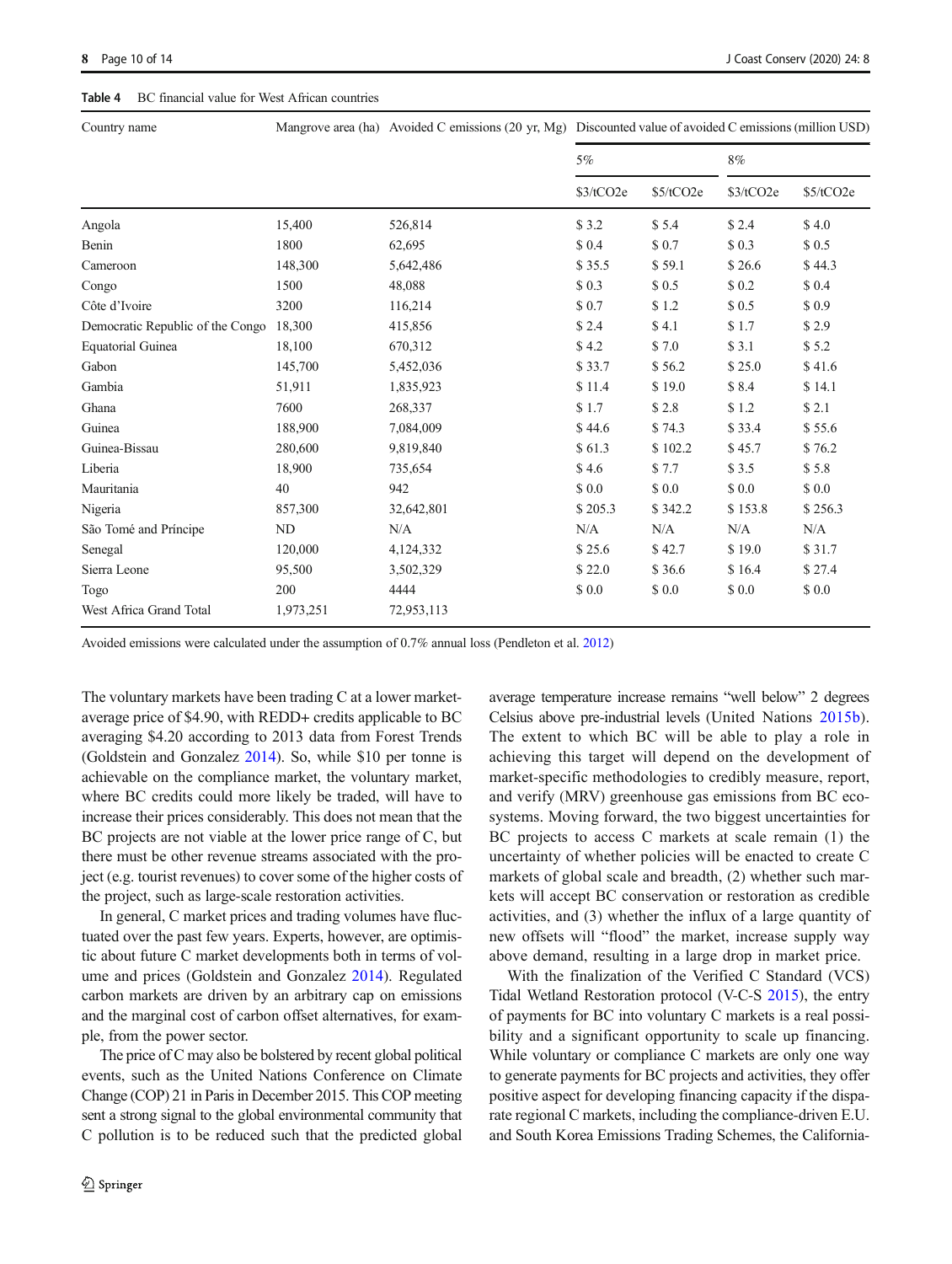**Table 4** BC financial value for West African countries

| Country name | Mangrove area (ha) | Avoided C emissions (20 yr, Mg) | Discounted value of avoided C emissions (million USD) | | | |
|---|---|---|---|---|---|---|
| | | | 5% | | 8% | |
| | | | \$3/tCO2e | \$5/tCO2e | \$3/tCO2e | \$5/tCO2e |
| Angola | 15,400 | 526,814 | \$ 3.2 | \$ 5.4 | \$ 2.4 | \$ 4.0 |
| Benin | 1800 | 62,695 | \$ 0.4 | \$ 0.7 | \$ 0.3 | \$ 0.5 |
| Cameroon | 148,300 | 5,642,486 | \$ 35.5 | \$ 59.1 | \$ 26.6 | \$ 44.3 |
| Congo | 1500 | 48,088 | \$ 0.3 | \$ 0.5 | \$ 0.2 | \$ 0.4 |
| Côte d'Ivoire | 3200 | 116,214 | \$ 0.7 | \$ 1.2 | \$ 0.5 | \$ 0.9 |
| Democratic Republic of the Congo | 18,300 | 415,856 | \$ 2.4 | \$ 4.1 | \$ 1.7 | \$ 2.9 |
| Equatorial Guinea | 18,100 | 670,312 | \$ 4.2 | \$ 7.0 | \$ 3.1 | \$ 5.2 |
| Gabon | 145,700 | 5,452,036 | \$ 33.7 | \$ 56.2 | \$ 25.0 | \$ 41.6 |
| Gambia | 51,911 | 1,835,923 | \$ 11.4 | \$ 19.0 | \$ 8.4 | \$ 14.1 |
| Ghana | 7600 | 268,337 | \$ 1.7 | \$ 2.8 | \$ 1.2 | \$ 2.1 |
| Guinea | 188,900 | 7,084,009 | \$ 44.6 | \$ 74.3 | \$ 33.4 | \$ 55.6 |
| Guinea-Bissau | 280,600 | 9,819,840 | \$ 61.3 | \$ 102.2 | \$ 45.7 | \$ 76.2 |
| Liberia | 18,900 | 735,654 | \$ 4.6 | \$ 7.7 | \$ 3.5 | \$ 5.8 |
| Mauritania | 40 | 942 | \$ 0.0 | \$ 0.0 | \$ 0.0 | \$ 0.0 |
| Nigeria | 857,300 | 32,642,801 | \$ 205.3 | \$ 342.2 | \$ 153.8 | \$ 256.3 |
| São Tomé and Príncipe | ND | N/A | N/A | N/A | N/A | N/A |
| Senegal | 120,000 | 4,124,332 | \$ 25.6 | \$ 42.7 | \$ 19.0 | \$ 31.7 |
| Sierra Leone | 95,500 | 3,502,329 | \$ 22.0 | \$ 36.6 | \$ 16.4 | \$ 27.4 |
| Togo | 200 | 4444 | \$ 0.0 | \$ 0.0 | \$ 0.0 | \$ 0.0 |
| West Africa Grand Total | 1,973,251 | 72,953,113 | | | | |

Avoided emissions were calculated under the assumption of 0.7% annual loss (Pendleton et al. 2012)

The voluntary markets have been trading C at a lower market-average price of \$4.90, with REDD+ credits applicable to BC averaging \$4.20 according to 2013 data from Forest Trends (Goldstein and Gonzalez 2014). So, while \$10 per tonne is achievable on the compliance market, the voluntary market, where BC credits could more likely be traded, will have to increase their prices considerably. This does not mean that the BC projects are not viable at the lower price range of C, but there must be other revenue streams associated with the project (e.g. tourist revenues) to cover some of the higher costs of the project, such as large-scale restoration activities.

In general, C market prices and trading volumes have fluctuated over the past few years. Experts, however, are optimistic about future C market developments both in terms of volume and prices (Goldstein and Gonzalez 2014). Regulated carbon markets are driven by an arbitrary cap on emissions and the marginal cost of carbon offset alternatives, for example, from the power sector.

The price of C may also be bolstered by recent global political events, such as the United Nations Conference on Climate Change (COP) 21 in Paris in December 2015. This COP meeting sent a strong signal to the global environmental community that C pollution is to be reduced such that the predicted global average temperature increase remains "well below" 2 degrees Celsius above pre-industrial levels (United Nations 2015b). The extent to which BC will be able to play a role in achieving this target will depend on the development of market-specific methodologies to credibly measure, report, and verify (MRV) greenhouse gas emissions from BC ecosystems. Moving forward, the two biggest uncertainties for BC projects to access C markets at scale remain (1) the uncertainty of whether policies will be enacted to create C markets of global scale and breadth, (2) whether such markets will accept BC conservation or restoration as credible activities, and (3) whether the influx of a large quantity of new offsets will "flood" the market, increase supply way above demand, resulting in a large drop in market price.

With the finalization of the Verified C Standard (VCS) Tidal Wetland Restoration protocol (V-C-S 2015), the entry of payments for BC into voluntary C markets is a real possibility and a significant opportunity to scale up financing. While voluntary or compliance C markets are only one way to generate payments for BC projects and activities, they offer positive aspect for developing financing capacity if the disparate regional C markets, including the compliance-driven E.U. and South Korea Emissions Trading Schemes, the California-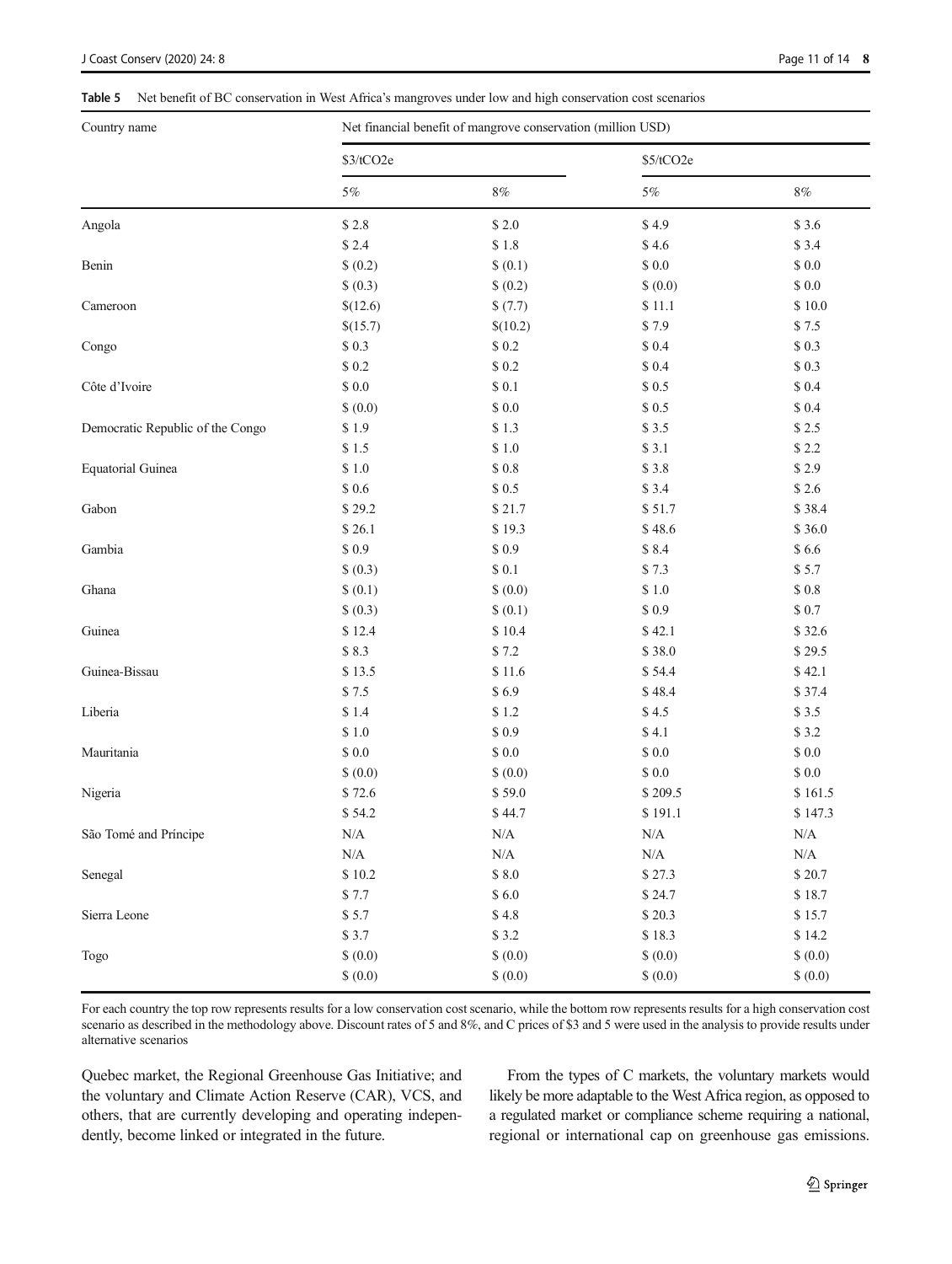**Table 5** Net benefit of BC conservation in West Africa's mangroves under low and high conservation cost scenarios

| Country name | Net financial benefit of mangrove conservation (million USD) | | | |
|---|---|---|---|---|
| | \$3/tCO2e | | \$5/tCO2e | |
| | 5% | 8% | 5% | 8% |
| Angola | \$ 2.8 | \$ 2.0 | \$ 4.9 | \$ 3.6 |
| | \$ 2.4 | \$ 1.8 | \$ 4.6 | \$ 3.4 |
| Benin | \$ (0.2) | \$ (0.1) | \$ 0.0 | \$ 0.0 |
| | \$ (0.3) | \$ (0.2) | \$ (0.0) | \$ 0.0 |
| Cameroon | \$(12.6) | \$ (7.7) | \$ 11.1 | \$ 10.0 |
| | \$(15.7) | \$(10.2) | \$ 7.9 | \$ 7.5 |
| Congo | \$ 0.3 | \$ 0.2 | \$ 0.4 | \$ 0.3 |
| | \$ 0.2 | \$ 0.2 | \$ 0.4 | \$ 0.3 |
| Côte d'Ivoire | \$ 0.0 | \$ 0.1 | \$ 0.5 | \$ 0.4 |
| | \$ (0.0) | \$ 0.0 | \$ 0.5 | \$ 0.4 |
| Democratic Republic of the Congo | \$ 1.9 | \$ 1.3 | \$ 3.5 | \$ 2.5 |
| | \$ 1.5 | \$ 1.0 | \$ 3.1 | \$ 2.2 |
| Equatorial Guinea | \$ 1.0 | \$ 0.8 | \$ 3.8 | \$ 2.9 |
| | \$ 0.6 | \$ 0.5 | \$ 3.4 | \$ 2.6 |
| Gabon | \$ 29.2 | \$ 21.7 | \$ 51.7 | \$ 38.4 |
| | \$ 26.1 | \$ 19.3 | \$ 48.6 | \$ 36.0 |
| Gambia | \$ 0.9 | \$ 0.9 | \$ 8.4 | \$ 6.6 |
| | \$ (0.3) | \$ 0.1 | \$ 7.3 | \$ 5.7 |
| Ghana | \$ (0.1) | \$ (0.0) | \$ 1.0 | \$ 0.8 |
| | \$ (0.3) | \$ (0.1) | \$ 0.9 | \$ 0.7 |
| Guinea | \$ 12.4 | \$ 10.4 | \$ 42.1 | \$ 32.6 |
| | \$ 8.3 | \$ 7.2 | \$ 38.0 | \$ 29.5 |
| Guinea-Bissau | \$ 13.5 | \$ 11.6 | \$ 54.4 | \$ 42.1 |
| | \$ 7.5 | \$ 6.9 | \$ 48.4 | \$ 37.4 |
| Liberia | \$ 1.4 | \$ 1.2 | \$ 4.5 | \$ 3.5 |
| | \$ 1.0 | \$ 0.9 | \$ 4.1 | \$ 3.2 |
| Mauritania | \$ 0.0 | \$ 0.0 | \$ 0.0 | \$ 0.0 |
| | \$ (0.0) | \$ (0.0) | \$ 0.0 | \$ 0.0 |
| Nigeria | \$ 72.6 | \$ 59.0 | \$ 209.5 | \$ 161.5 |
| | \$ 54.2 | \$ 44.7 | \$ 191.1 | \$ 147.3 |
| São Tomé and Príncipe | N/A | N/A | N/A | N/A |
| | N/A | N/A | N/A | N/A |
| Senegal | \$ 10.2 | \$ 8.0 | \$ 27.3 | \$ 20.7 |
| | \$ 7.7 | \$ 6.0 | \$ 24.7 | \$ 18.7 |
| Sierra Leone | \$ 5.7 | \$ 4.8 | \$ 20.3 | \$ 15.7 |
| | \$ 3.7 | \$ 3.2 | \$ 18.3 | \$ 14.2 |
| Togo | \$ (0.0) | \$ (0.0) | \$ (0.0) | \$ (0.0) |
| | \$ (0.0) | \$ (0.0) | \$ (0.0) | \$ (0.0) |

For each country the top row represents results for a low conservation cost scenario, while the bottom row represents results for a high conservation cost scenario as described in the methodology above. Discount rates of 5 and 8%, and C prices of \$3 and 5 were used in the analysis to provide results under alternative scenarios

Quebec market, the Regional Greenhouse Gas Initiative; and the voluntary and Climate Action Reserve (CAR), VCS, and others, that are currently developing and operating independently, become linked or integrated in the future.

From the types of C markets, the voluntary markets would likely be more adaptable to the West Africa region, as opposed to a regulated market or compliance scheme requiring a national, regional or international cap on greenhouse gas emissions.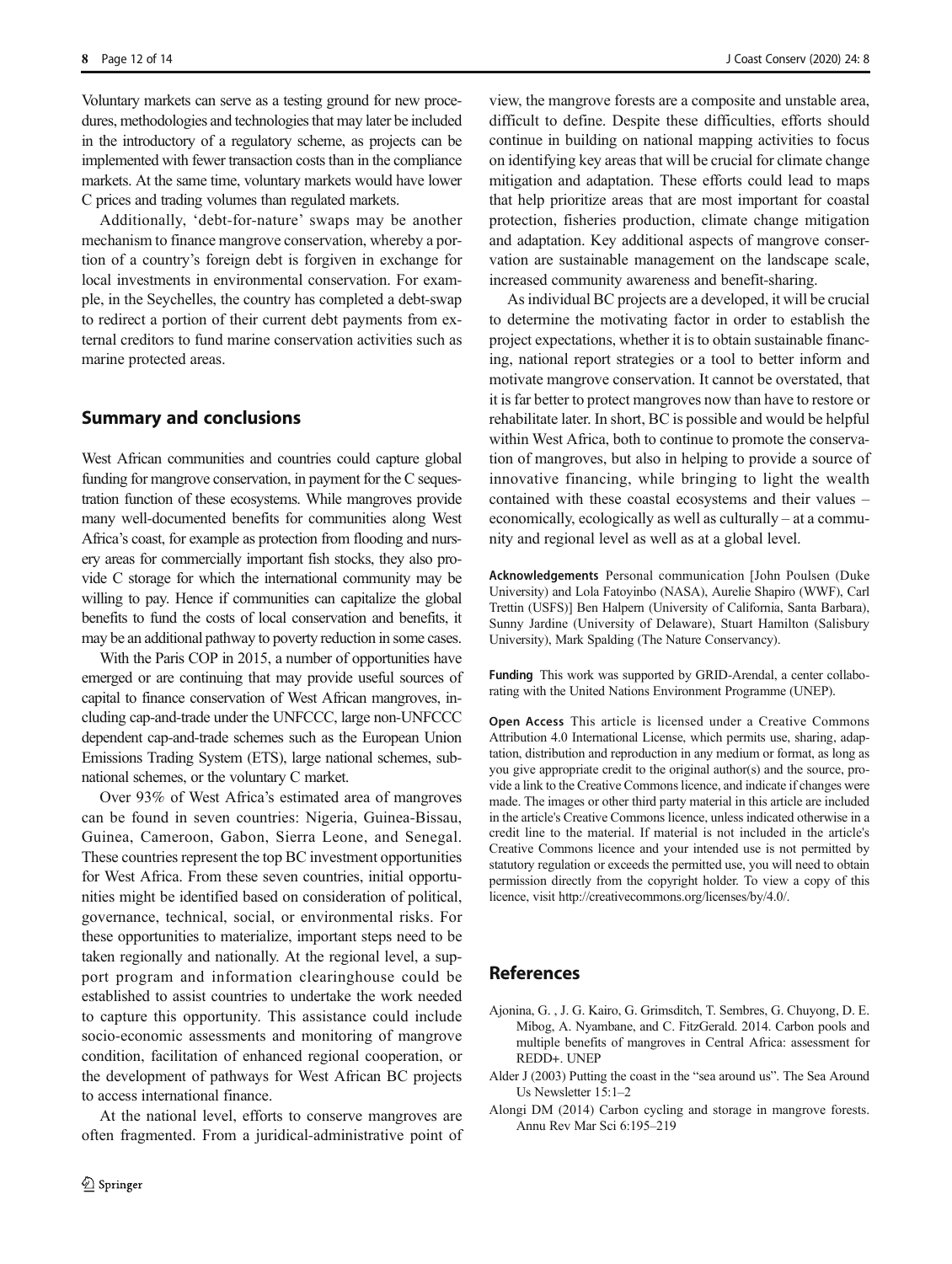Voluntary markets can serve as a testing ground for new procedures, methodologies and technologies that may later be included in the introductory of a regulatory scheme, as projects can be implemented with fewer transaction costs than in the compliance markets. At the same time, voluntary markets would have lower C prices and trading volumes than regulated markets.

Additionally, 'debt-for-nature' swaps may be another mechanism to finance mangrove conservation, whereby a portion of a country's foreign debt is forgiven in exchange for local investments in environmental conservation. For example, in the Seychelles, the country has completed a debt-swap to redirect a portion of their current debt payments from external creditors to fund marine conservation activities such as marine protected areas.

## Summary and conclusions

West African communities and countries could capture global funding for mangrove conservation, in payment for the C sequestration function of these ecosystems. While mangroves provide many well-documented benefits for communities along West Africa's coast, for example as protection from flooding and nursery areas for commercially important fish stocks, they also provide C storage for which the international community may be willing to pay. Hence if communities can capitalize the global benefits to fund the costs of local conservation and benefits, it may be an additional pathway to poverty reduction in some cases.

With the Paris COP in 2015, a number of opportunities have emerged or are continuing that may provide useful sources of capital to finance conservation of West African mangroves, including cap-and-trade under the UNFCCC, large non-UNFCCC dependent cap-and-trade schemes such as the European Union Emissions Trading System (ETS), large national schemes, subnational schemes, or the voluntary C market.

Over 93% of West Africa's estimated area of mangroves can be found in seven countries: Nigeria, Guinea-Bissau, Guinea, Cameroon, Gabon, Sierra Leone, and Senegal. These countries represent the top BC investment opportunities for West Africa. From these seven countries, initial opportunities might be identified based on consideration of political, governance, technical, social, or environmental risks. For these opportunities to materialize, important steps need to be taken regionally and nationally. At the regional level, a support program and information clearinghouse could be established to assist countries to undertake the work needed to capture this opportunity. This assistance could include socio-economic assessments and monitoring of mangrove condition, facilitation of enhanced regional cooperation, or the development of pathways for West African BC projects to access international finance.

At the national level, efforts to conserve mangroves are often fragmented. From a juridical-administrative point of view, the mangrove forests are a composite and unstable area, difficult to define. Despite these difficulties, efforts should continue in building on national mapping activities to focus on identifying key areas that will be crucial for climate change mitigation and adaptation. These efforts could lead to maps that help prioritize areas that are most important for coastal protection, fisheries production, climate change mitigation and adaptation. Key additional aspects of mangrove conservation are sustainable management on the landscape scale, increased community awareness and benefit-sharing.

As individual BC projects are a developed, it will be crucial to determine the motivating factor in order to establish the project expectations, whether it is to obtain sustainable financing, national report strategies or a tool to better inform and motivate mangrove conservation. It cannot be overstated, that it is far better to protect mangroves now than have to restore or rehabilitate later. In short, BC is possible and would be helpful within West Africa, both to continue to promote the conservation of mangroves, but also in helping to provide a source of innovative financing, while bringing to light the wealth contained with these coastal ecosystems and their values – economically, ecologically as well as culturally – at a community and regional level as well as at a global level.

**Acknowledgements** Personal communication [John Poulsen (Duke University) and Lola Fatoyinbo (NASA), Aurelie Shapiro (WWF), Carl Trettin (USFS)] Ben Halpern (University of California, Santa Barbara), Sunny Jardine (University of Delaware), Stuart Hamilton (Salisbury University), Mark Spalding (The Nature Conservancy).

**Funding** This work was supported by GRID-Arendal, a center collaborating with the United Nations Environment Programme (UNEP).

**Open Access** This article is licensed under a Creative Commons Attribution 4.0 International License, which permits use, sharing, adaptation, distribution and reproduction in any medium or format, as long as you give appropriate credit to the original author(s) and the source, provide a link to the Creative Commons licence, and indicate if changes were made. The images or other third party material in this article are included in the article's Creative Commons licence, unless indicated otherwise in a credit line to the material. If material is not included in the article's Creative Commons licence and your intended use is not permitted by statutory regulation or exceeds the permitted use, you will need to obtain permission directly from the copyright holder. To view a copy of this licence, visit http://creativecommons.org/licenses/by/4.0/.

## References

Ajonina, G. , J. G. Kairo, G. Grimsditch, T. Sembres, G. Chuyong, D. E. Mibog, A. Nyambane, and C. FitzGerald. 2014. Carbon pools and multiple benefits of mangroves in Central Africa: assessment for REDD+. UNEP

Alder J (2003) Putting the coast in the "sea around us". The Sea Around Us Newsletter 15:1–2

Alongi DM (2014) Carbon cycling and storage in mangrove forests. Annu Rev Mar Sci 6:195–219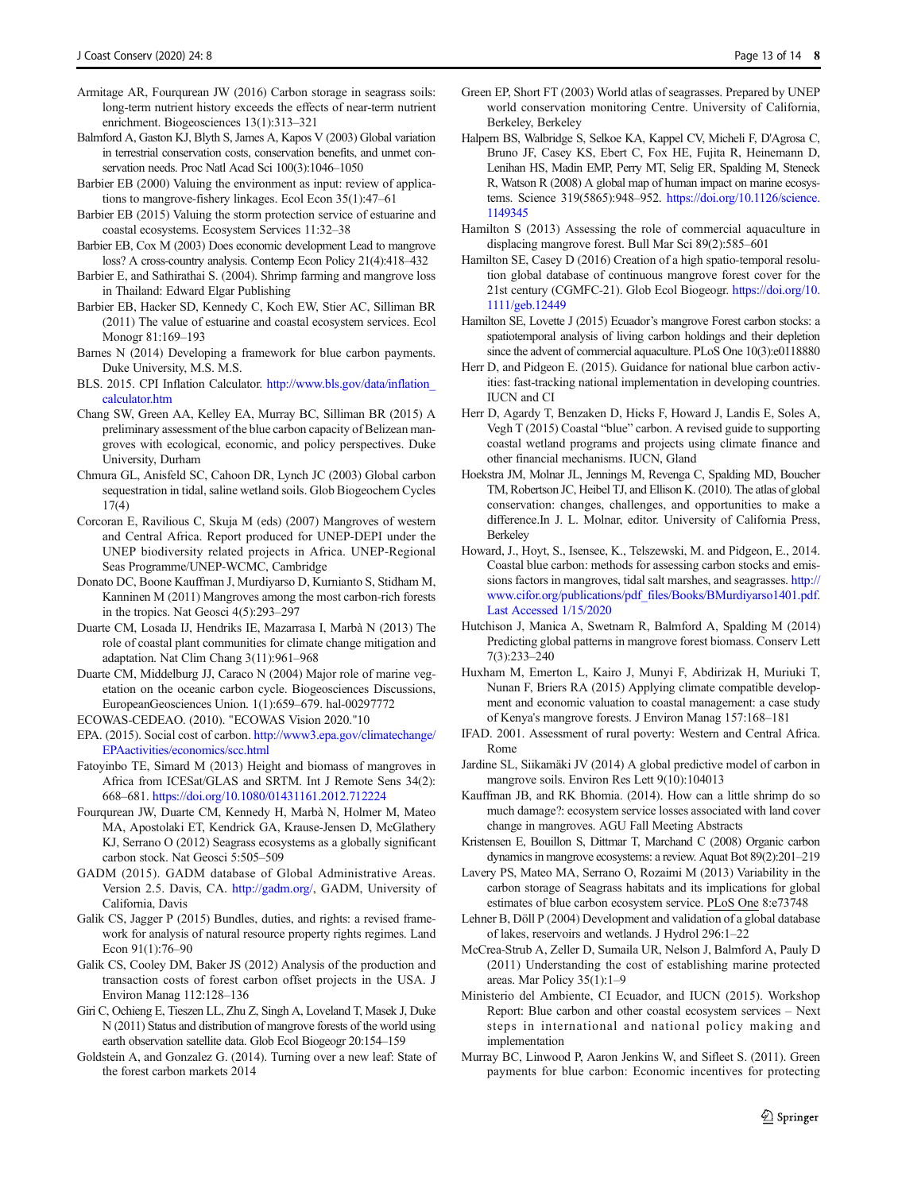Armitage AR, Fourqurean JW (2016) Carbon storage in seagrass soils: long-term nutrient history exceeds the effects of near-term nutrient enrichment. Biogeosciences 13(1):313–321

Balmford A, Gaston KJ, Blyth S, James A, Kapos V (2003) Global variation in terrestrial conservation costs, conservation benefits, and unmet conservation needs. Proc Natl Acad Sci 100(3):1046–1050

Barbier EB (2000) Valuing the environment as input: review of applications to mangrove-fishery linkages. Ecol Econ 35(1):47–61

Barbier EB (2015) Valuing the storm protection service of estuarine and coastal ecosystems. Ecosystem Services 11:32–38

Barbier EB, Cox M (2003) Does economic development Lead to mangrove loss? A cross-country analysis. Contemp Econ Policy 21(4):418–432

Barbier E, and Sathirathai S. (2004). Shrimp farming and mangrove loss in Thailand: Edward Elgar Publishing

Barbier EB, Hacker SD, Kennedy C, Koch EW, Stier AC, Silliman BR (2011) The value of estuarine and coastal ecosystem services. Ecol Monogr 81:169–193

Barnes N (2014) Developing a framework for blue carbon payments. Duke University, M.S. M.S.

BLS. 2015. CPI Inflation Calculator. http://www.bls.gov/data/inflation_calculator.htm

Chang SW, Green AA, Kelley EA, Murray BC, Silliman BR (2015) A preliminary assessment of the blue carbon capacity of Belizean mangroves with ecological, economic, and policy perspectives. Duke University, Durham

Chmura GL, Anisfeld SC, Cahoon DR, Lynch JC (2003) Global carbon sequestration in tidal, saline wetland soils. Glob Biogeochem Cycles 17(4)

Corcoran E, Ravilious C, Skuja M (eds) (2007) Mangroves of western and Central Africa. Report produced for UNEP-DEPI under the UNEP biodiversity related projects in Africa. UNEP-Regional Seas Programme/UNEP-WCMC, Cambridge

Donato DC, Boone Kauffman J, Murdiyarso D, Kurnianto S, Stidham M, Kanninen M (2011) Mangroves among the most carbon-rich forests in the tropics. Nat Geosci 4(5):293–297

Duarte CM, Losada IJ, Hendriks IE, Mazarrasa I, Marbà N (2013) The role of coastal plant communities for climate change mitigation and adaptation. Nat Clim Chang 3(11):961–968

Duarte CM, Middelburg JJ, Caraco N (2004) Major role of marine vegetation on the oceanic carbon cycle. Biogeosciences Discussions, EuropeanGeosciences Union. 1(1):659–679. hal-00297772

ECOWAS-CEDEAO. (2010). "ECOWAS Vision 2020."10

EPA. (2015). Social cost of carbon. http://www3.epa.gov/climatechange/EPAactivities/economics/scc.html

Fatoyinbo TE, Simard M (2013) Height and biomass of mangroves in Africa from ICESat/GLAS and SRTM. Int J Remote Sens 34(2): 668–681. https://doi.org/10.1080/01431161.2012.712224

Fourqurean JW, Duarte CM, Kennedy H, Marbà N, Holmer M, Mateo MA, Apostolaki ET, Kendrick GA, Krause-Jensen D, McGlathery KJ, Serrano O (2012) Seagrass ecosystems as a globally significant carbon stock. Nat Geosci 5:505–509

GADM (2015). GADM database of Global Administrative Areas. Version 2.5. Davis, CA. http://gadm.org/, GADM, University of California, Davis

Galik CS, Jagger P (2015) Bundles, duties, and rights: a revised framework for analysis of natural resource property rights regimes. Land Econ 91(1):76–90

Galik CS, Cooley DM, Baker JS (2012) Analysis of the production and transaction costs of forest carbon offset projects in the USA. J Environ Manag 112:128–136

Giri C, Ochieng E, Tieszen LL, Zhu Z, Singh A, Loveland T, Masek J, Duke N (2011) Status and distribution of mangrove forests of the world using earth observation satellite data. Glob Ecol Biogeogr 20:154–159

Goldstein A, and Gonzalez G. (2014). Turning over a new leaf: State of the forest carbon markets 2014

Green EP, Short FT (2003) World atlas of seagrasses. Prepared by UNEP world conservation monitoring Centre. University of California, Berkeley, Berkeley

Halpern BS, Walbridge S, Selkoe KA, Kappel CV, Micheli F, D'Agrosa C, Bruno JF, Casey KS, Ebert C, Fox HE, Fujita R, Heinemann D, Lenihan HS, Madin EMP, Perry MT, Selig ER, Spalding M, Steneck R, Watson R (2008) A global map of human impact on marine ecosystems. Science 319(5865):948–952. https://doi.org/10.1126/science.1149345

Hamilton S (2013) Assessing the role of commercial aquaculture in displacing mangrove forest. Bull Mar Sci 89(2):585–601

Hamilton SE, Casey D (2016) Creation of a high spatio-temporal resolution global database of continuous mangrove forest cover for the 21st century (CGMFC-21). Glob Ecol Biogeogr. https://doi.org/10.1111/geb.12449

Hamilton SE, Lovette J (2015) Ecuador's mangrove Forest carbon stocks: a spatiotemporal analysis of living carbon holdings and their depletion since the advent of commercial aquaculture. PLoS One 10(3):e0118880

Herr D, and Pidgeon E. (2015). Guidance for national blue carbon activities: fast-tracking national implementation in developing countries. IUCN and CI

Herr D, Agardy T, Benzaken D, Hicks F, Howard J, Landis E, Soles A, Vegh T (2015) Coastal "blue" carbon. A revised guide to supporting coastal wetland programs and projects using climate finance and other financial mechanisms. IUCN, Gland

Hoekstra JM, Molnar JL, Jennings M, Revenga C, Spalding MD, Boucher TM, Robertson JC, Heibel TJ, and Ellison K. (2010). The atlas of global conservation: changes, challenges, and opportunities to make a difference.In J. L. Molnar, editor. University of California Press, Berkeley

Howard, J., Hoyt, S., Isensee, K., Telszewski, M. and Pidgeon, E., 2014. Coastal blue carbon: methods for assessing carbon stocks and emissions factors in mangroves, tidal salt marshes, and seagrasses. http://www.cifor.org/publications/pdf_files/Books/BMurdiyarso1401.pdf. Last Accessed 1/15/2020

Hutchison J, Manica A, Swetnam R, Balmford A, Spalding M (2014) Predicting global patterns in mangrove forest biomass. Conserv Lett 7(3):233–240

Huxham M, Emerton L, Kairo J, Munyi F, Abdirizak H, Muriuki T, Nunan F, Briers RA (2015) Applying climate compatible development and economic valuation to coastal management: a case study of Kenya's mangrove forests. J Environ Manag 157:168–181

IFAD. 2001. Assessment of rural poverty: Western and Central Africa. Rome

Jardine SL, Siikamäki JV (2014) A global predictive model of carbon in mangrove soils. Environ Res Lett 9(10):104013

Kauffman JB, and RK Bhomia. (2014). How can a little shrimp do so much damage?: ecosystem service losses associated with land cover change in mangroves. AGU Fall Meeting Abstracts

Kristensen E, Bouillon S, Dittmar T, Marchand C (2008) Organic carbon dynamics in mangrove ecosystems: a review. Aquat Bot 89(2):201–219

Lavery PS, Mateo MA, Serrano O, Rozaimi M (2013) Variability in the carbon storage of Seagrass habitats and its implications for global estimates of blue carbon ecosystem service. PLoS One 8:e73748

Lehner B, Döll P (2004) Development and validation of a global database of lakes, reservoirs and wetlands. J Hydrol 296:1–22

McCrea-Strub A, Zeller D, Sumaila UR, Nelson J, Balmford A, Pauly D (2011) Understanding the cost of establishing marine protected areas. Mar Policy 35(1):1–9

Ministerio del Ambiente, CI Ecuador, and IUCN (2015). Workshop Report: Blue carbon and other coastal ecosystem services – Next steps in international and national policy making and implementation

Murray BC, Linwood P, Aaron Jenkins W, and Sifleet S. (2011). Green payments for blue carbon: Economic incentives for protecting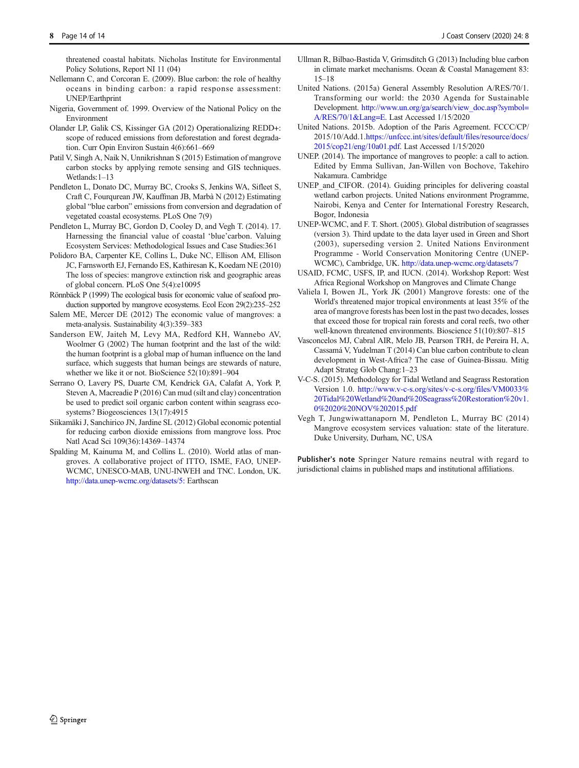threatened coastal habitats. Nicholas Institute for Environmental Policy Solutions, Report NI 11 (04)

Nellemann C, and Corcoran E. (2009). Blue carbon: the role of healthy oceans in binding carbon: a rapid response assessment: UNEP/Earthprint

Nigeria, Government of. 1999. Overview of the National Policy on the Environment

Olander LP, Galik CS, Kissinger GA (2012) Operationalizing REDD+: scope of reduced emissions from deforestation and forest degradation. Curr Opin Environ Sustain 4(6):661–669

Patil V, Singh A, Naik N, Unnikrishnan S (2015) Estimation of mangrove carbon stocks by applying remote sensing and GIS techniques. Wetlands:1–13

Pendleton L, Donato DC, Murray BC, Crooks S, Jenkins WA, Sifleet S, Craft C, Fourqurean JW, Kauffman JB, Marbà N (2012) Estimating global "blue carbon" emissions from conversion and degradation of vegetated coastal ecosystems. PLoS One 7(9)

Pendleton L, Murray BC, Gordon D, Cooley D, and Vegh T. (2014). 17. Harnessing the financial value of coastal 'blue'carbon. Valuing Ecosystem Services: Methodological Issues and Case Studies:361

Polidoro BA, Carpenter KE, Collins L, Duke NC, Ellison AM, Ellison JC, Farnsworth EJ, Fernando ES, Kathiresan K, Koedam NE (2010) The loss of species: mangrove extinction risk and geographic areas of global concern. PLoS One 5(4):e10095

Rönnbäck P (1999) The ecological basis for economic value of seafood production supported by mangrove ecosystems. Ecol Econ 29(2):235–252

Salem ME, Mercer DE (2012) The economic value of mangroves: a meta-analysis. Sustainability 4(3):359–383

Sanderson EW, Jaiteh M, Levy MA, Redford KH, Wannebo AV, Woolmer G (2002) The human footprint and the last of the wild: the human footprint is a global map of human influence on the land surface, which suggests that human beings are stewards of nature, whether we like it or not. BioScience 52(10):891–904

Serrano O, Lavery PS, Duarte CM, Kendrick GA, Calafat A, York P, Steven A, Macreadie P (2016) Can mud (silt and clay) concentration be used to predict soil organic carbon content within seagrass ecosystems? Biogeosciences 13(17):4915

Siikamäki J, Sanchirico JN, Jardine SL (2012) Global economic potential for reducing carbon dioxide emissions from mangrove loss. Proc Natl Acad Sci 109(36):14369–14374

Spalding M, Kainuma M, and Collins L. (2010). World atlas of mangroves. A collaborative project of ITTO, ISME, FAO, UNEP-WCMC, UNESCO-MAB, UNU-INWEH and TNC. London, UK. http://data.unep-wcmc.org/datasets/5: Earthscan

Ullman R, Bilbao-Bastida V, Grimsditch G (2013) Including blue carbon in climate market mechanisms. Ocean & Coastal Management 83: 15–18

United Nations. (2015a) General Assembly Resolution A/RES/70/1. Transforming our world: the 2030 Agenda for Sustainable Development. http://www.un.org/ga/search/view_doc.asp?symbol=A/RES/70/1&Lang=E. Last Accessed 1/15/2020

United Nations. 2015b. Adoption of the Paris Agreement. FCCC/CP/2015/10/Add.1.https://unfccc.int/sites/default/files/resource/docs/2015/cop21/eng/10a01.pdf. Last Accessed 1/15/2020

UNEP. (2014). The importance of mangroves to people: a call to action. Edited by Emma Sullivan, Jan-Willen von Bochove, Takehiro Nakamura. Cambridge

UNEP_and_CIFOR. (2014). Guiding principles for delivering coastal wetland carbon projects. United Nations environment Programme, Nairobi, Kenya and Center for International Forestry Research, Bogor, Indonesia

UNEP-WCMC, and F. T. Short. (2005). Global distribution of seagrasses (version 3). Third update to the data layer used in Green and Short (2003), superseding version 2. United Nations Environment Programme - World Conservation Monitoring Centre (UNEP-WCMC), Cambridge, UK. http://data.unep-wcmc.org/datasets/7

USAID, FCMC, USFS, IP, and IUCN. (2014). Workshop Report: West Africa Regional Workshop on Mangroves and Climate Change

Valiela I, Bowen JL, York JK (2001) Mangrove forests: one of the World's threatened major tropical environments at least 35% of the area of mangrove forests has been lost in the past two decades, losses that exceed those for tropical rain forests and coral reefs, two other well-known threatened environments. Bioscience 51(10):807–815

Vasconcelos MJ, Cabral AIR, Melo JB, Pearson TRH, de Pereira H, A, Cassamá V, Yudelman T (2014) Can blue carbon contribute to clean development in West-Africa? The case of Guinea-Bissau. Mitig Adapt Strateg Glob Chang:1–23

V-C-S. (2015). Methodology for Tidal Wetland and Seagrass Restoration Version 1.0. http://www.v-c-s.org/sites/v-c-s.org/files/VM0033%20Tidal%20Wetland%20and%20Seagrass%20Restoration%20v1.0%2020%20NOV%202015.pdf

Vegh T, Jungwiwattanaporn M, Pendleton L, Murray BC (2014) Mangrove ecosystem services valuation: state of the literature. Duke University, Durham, NC, USA

**Publisher's note** Springer Nature remains neutral with regard to jurisdictional claims in published maps and institutional affiliations.